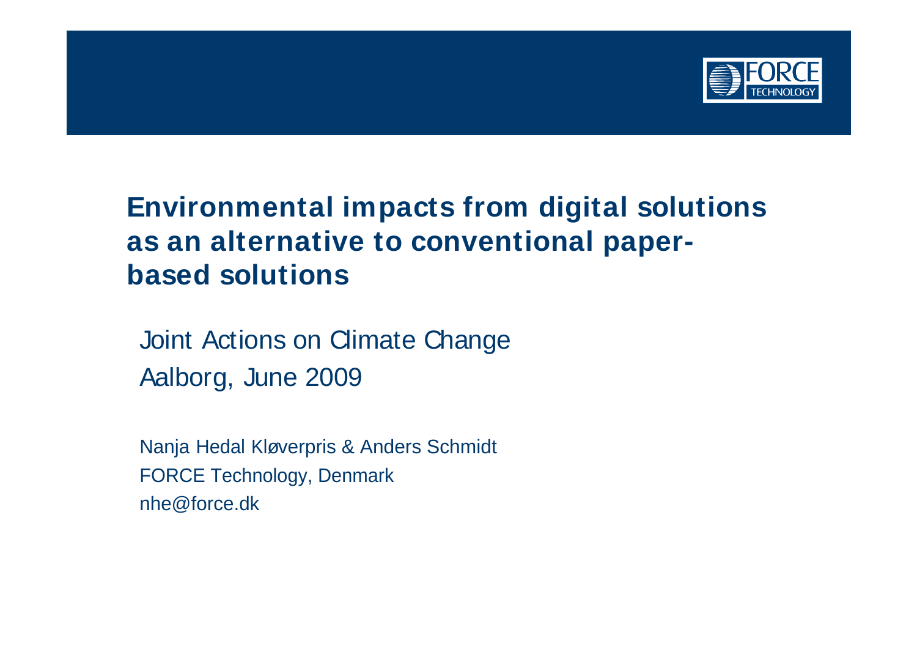# Environmental impacts from digital solutions as an alternative to conventional paper-based solutions

Joint Actions on Climate Change

Aalborg, June 2009

Nanja Hedal Kløverpris & Anders Schmidt

FORCE Technology, Denmark

nhe@force.dk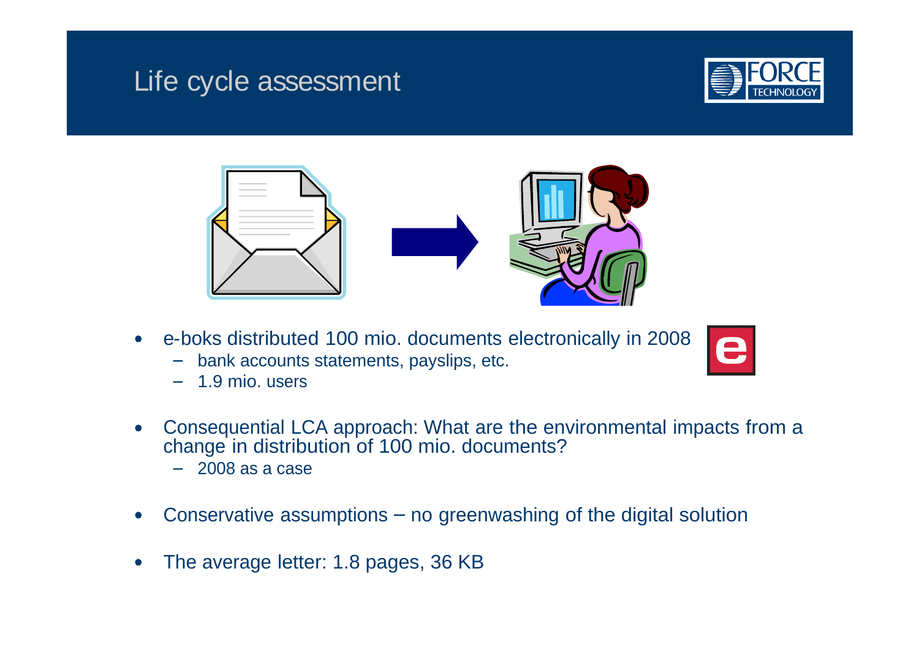# Life cycle assessment

- e-boks distributed 100 mio. documents electronically in 2008
  - bank accounts statements, payslips, etc.
  - 1.9 mio. users
- Consequential LCA approach: What are the environmental impacts from a change in distribution of 100 mio. documents?
  - 2008 as a case
- Conservative assumptions – no greenwashing of the digital solution
- The average letter: 1.8 pages, 36 KB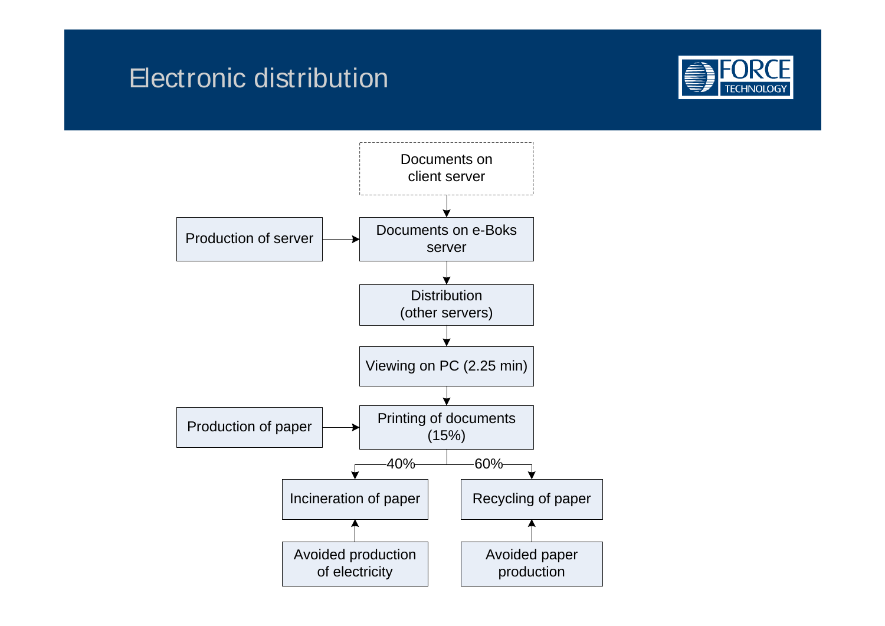# Electronic distribution

Documents on client server

Production of server

Documents on e-Boks server

Distribution (other servers)

Viewing on PC (2.25 min)

Production of paper

Printing of documents (15%)

40%

60%

Incineration of paper

Recycling of paper

Avoided production of electricity

Avoided paper production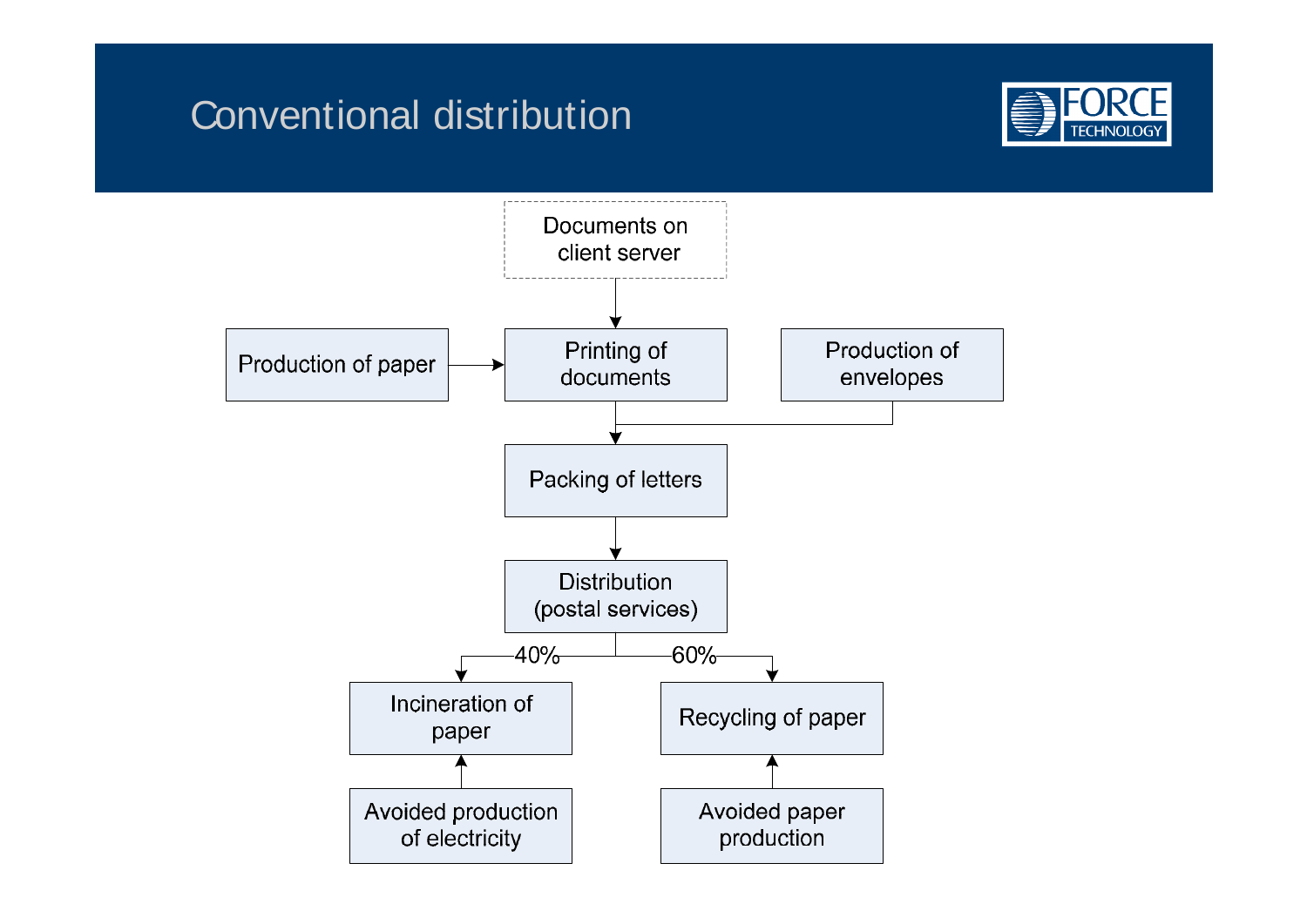# Conventional distribution

Documents on client server

Production of paper

Printing of documents

Production of envelopes

Packing of letters

Distribution (postal services)

40%

60%

Incineration of paper

Recycling of paper

Avoided production of electricity

Avoided paper production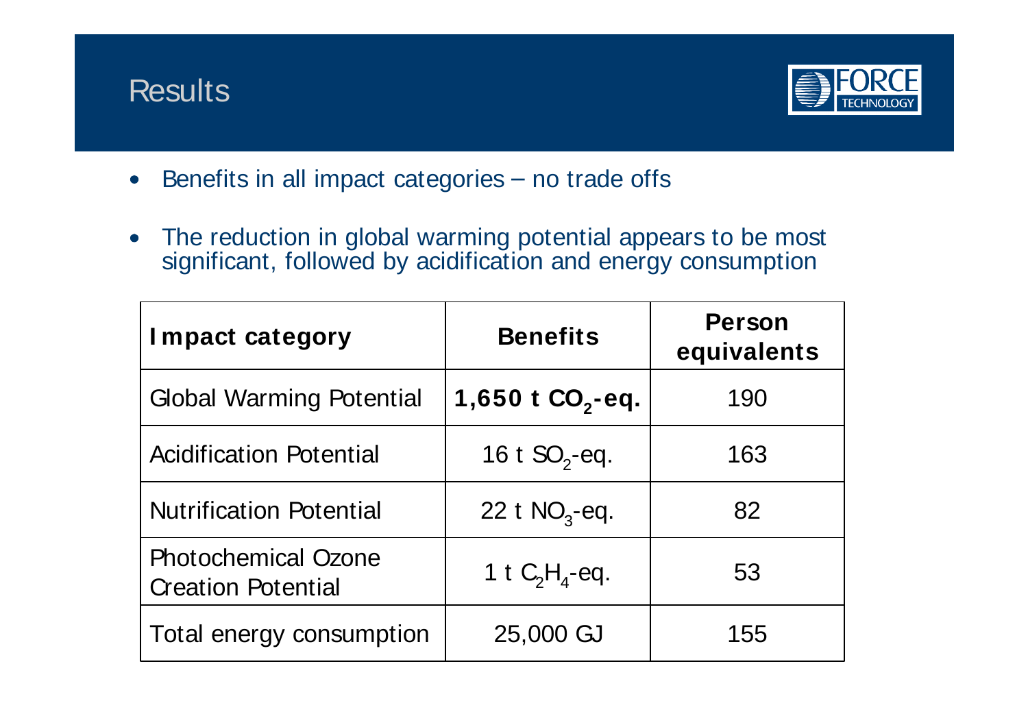# Results

- Benefits in all impact categories – no trade offs
- The reduction in global warming potential appears to be most significant, followed by acidification and energy consumption

| **Impact category** | **Benefits** | **Person equivalents** |
|---|---|---|
| Global Warming Potential | **1,650 t $CO_2$-eq.** | 190 |
| Acidification Potential | 16 t $SO_2$-eq. | 163 |
| Nutrification Potential | 22 t $NO_3$-eq. | 82 |
| Photochemical Ozone Creation Potential | 1 t $C_2H_4$-eq. | 53 |
| Total energy consumption | 25,000 GJ | 155 |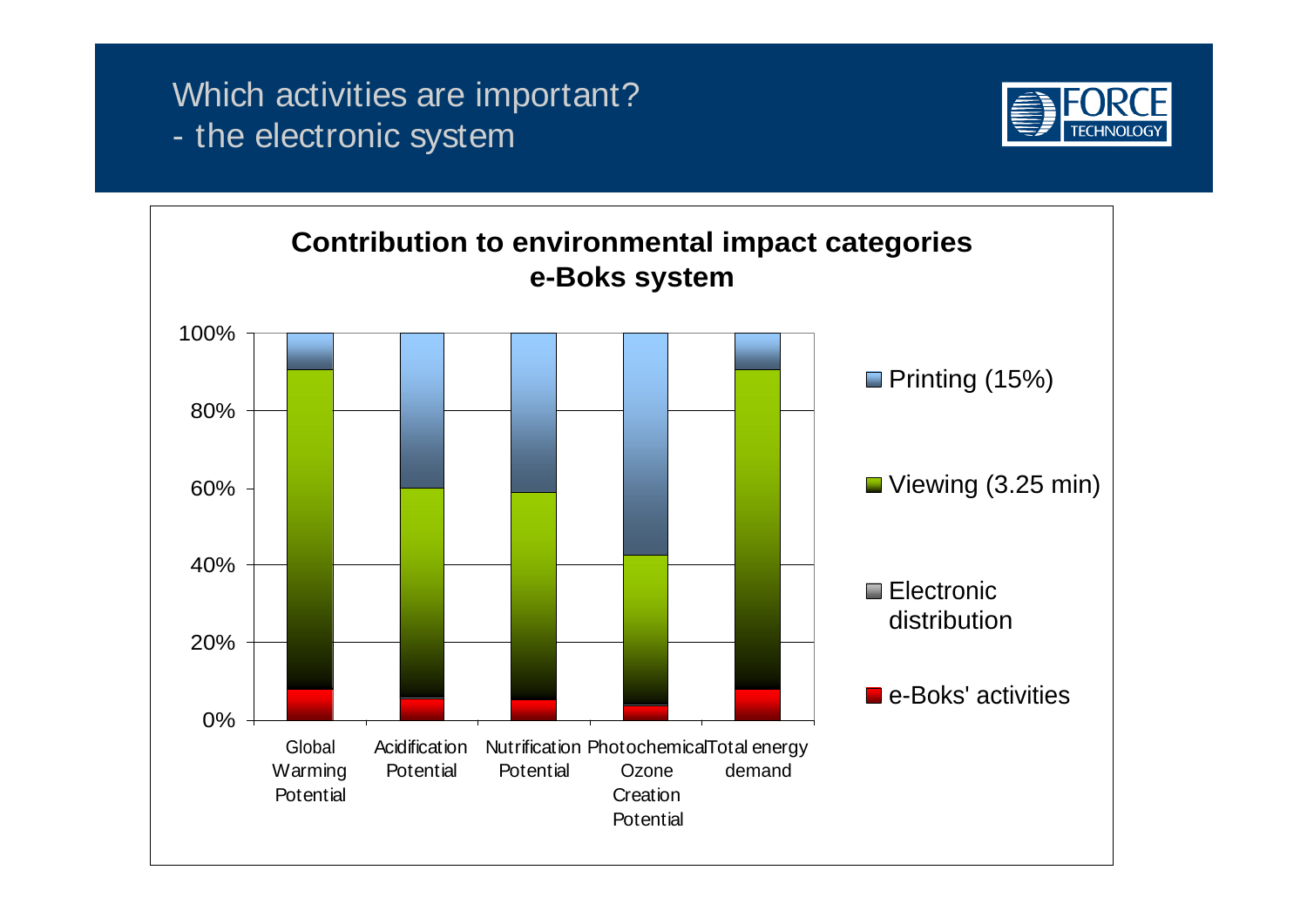# Which activities are important?
## - the electronic system

**Contribution to environmental impact categories**
**e-Boks system**

100%
80%
60%
40%
20%
0%

Global Warming Potential
Acidification Potential
Nutrification Potential
Photochemical Ozone Creation Potential
Total energy demand

Printing (15%)

Viewing (3.25 min)

Electronic distribution

e-Boks' activities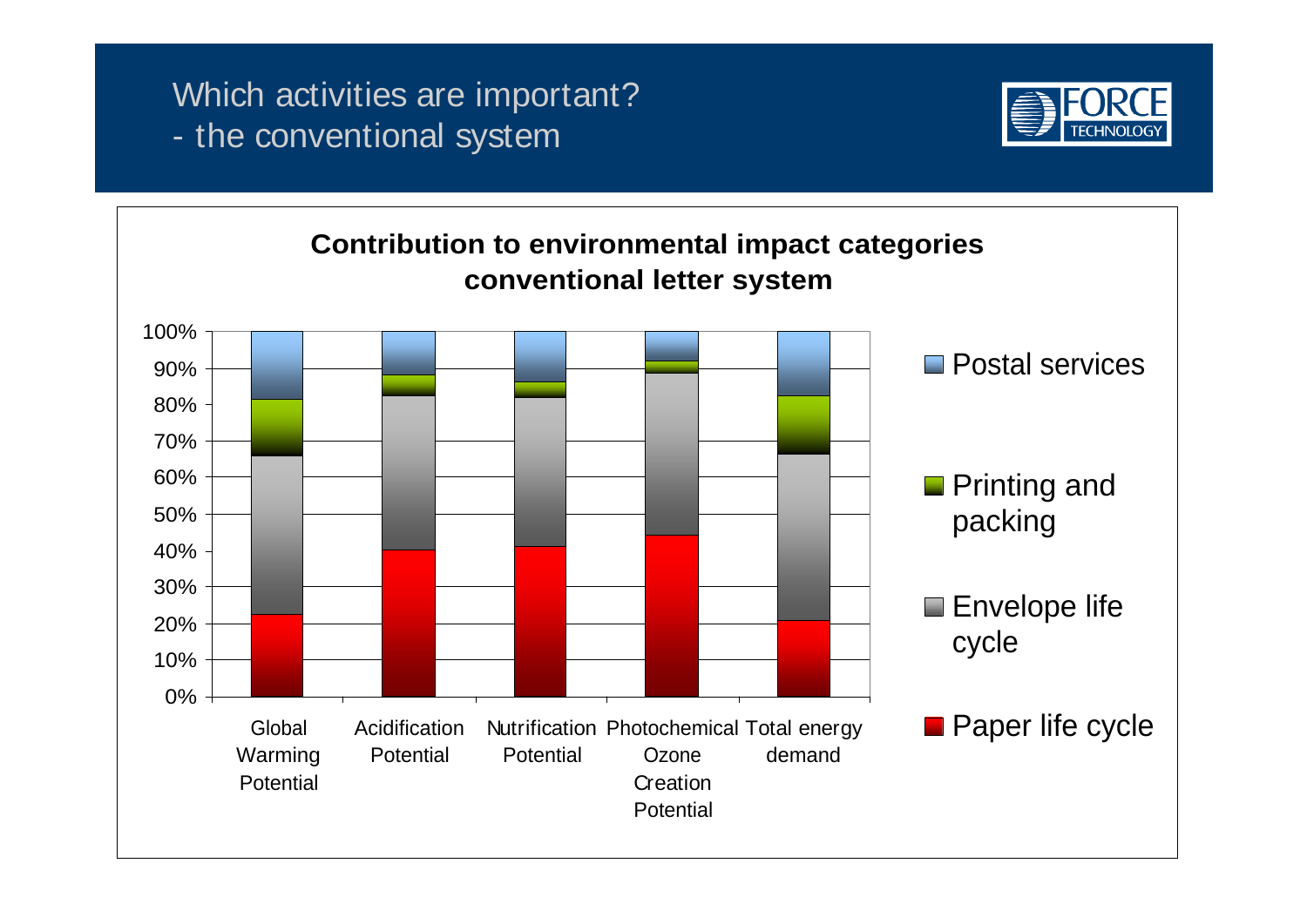# Which activities are important?
# - the conventional system

**Contribution to environmental impact categories conventional letter system**

| | Global Warming Potential | Acidification Potential | Nutrification Potential | Photochemical Ozone Creation Potential | Total energy demand |
|---|---|---|---|---|---|
| Postal services | | | | | |
| Printing and packing | | | | | |
| Envelope life cycle | | | | | |
| Paper life cycle | | | | | |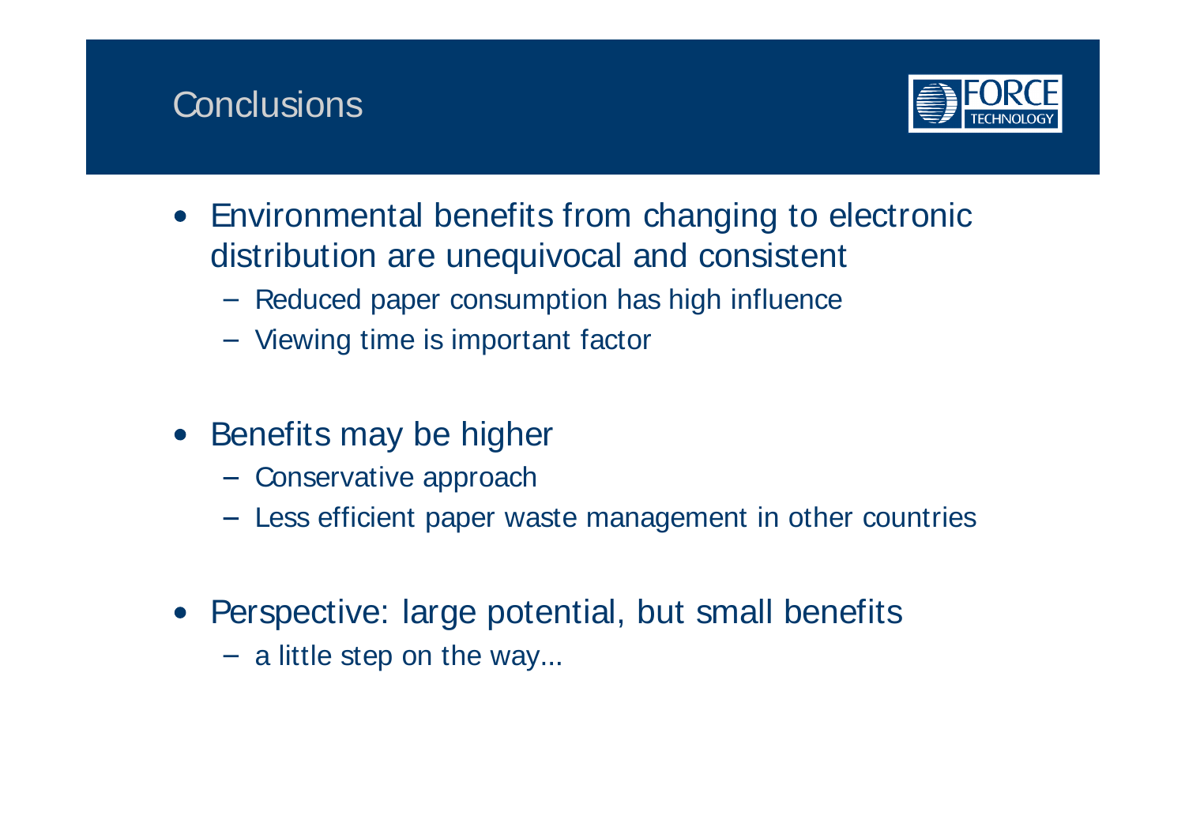# Conclusions

- Environmental benefits from changing to electronic distribution are unequivocal and consistent
  - Reduced paper consumption has high influence
  - Viewing time is important factor

- Benefits may be higher
  - Conservative approach
  - Less efficient paper waste management in other countries

- Perspective: large potential, but small benefits
  - a little step on the way...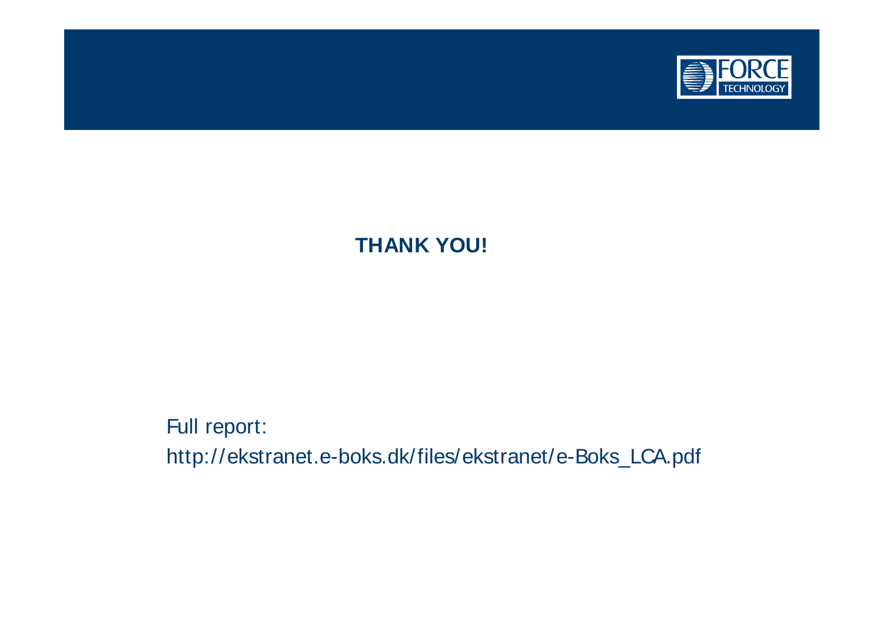**THANK YOU!**

Full report:

http://ekstranet.e-boks.dk/files/ekstranet/e-Boks_LCA.pdf